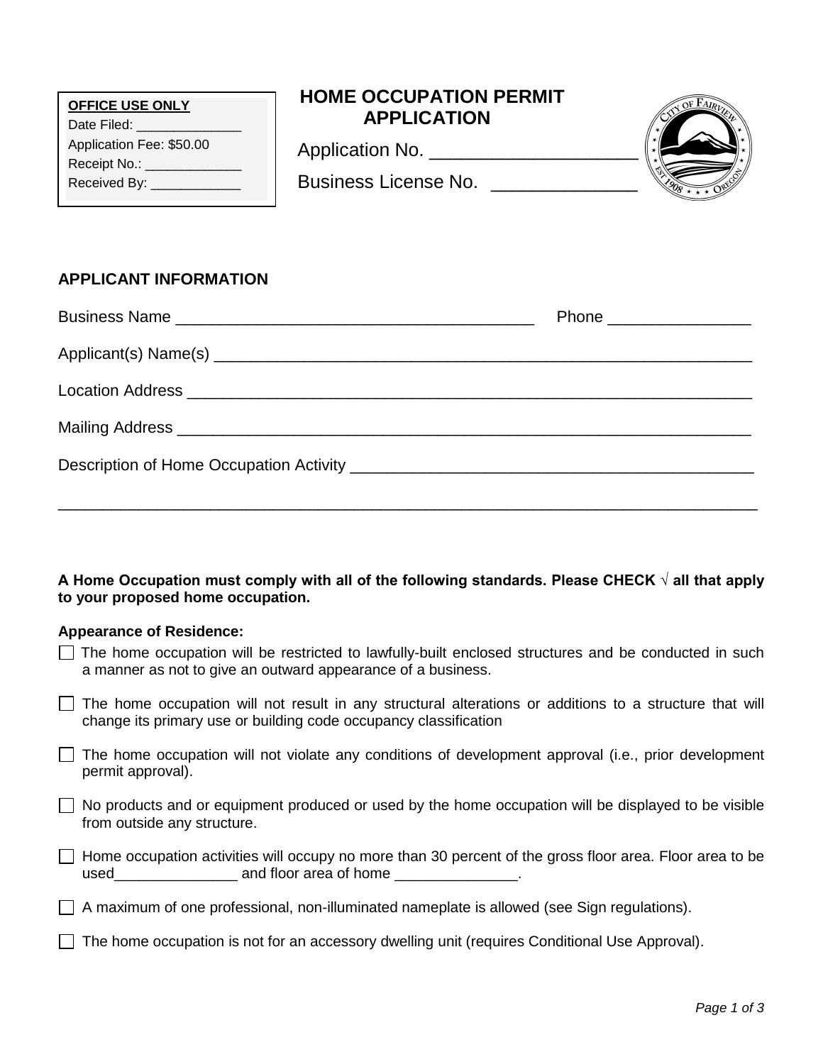**OFFICE USE ONLY**
Date Filed: ______________
Application Fee: $50.00
Receipt No.: _____________
Received By: ____________

# HOME OCCUPATION PERMIT APPLICATION

Application No. ____________________

Business License No. _____________

## APPLICANT INFORMATION

Business Name ________________________________________ Phone _______________

Applicant(s) Name(s) ______________________________________________________________

Location Address _________________________________________________________________

Mailing Address __________________________________________________________________

Description of Home Occupation Activity ___________________________________________

_____________________________________________________________________________

**A Home Occupation must comply with all of the following standards. Please CHECK √ all that apply to your proposed home occupation.**

**Appearance of Residence:**

- [ ] The home occupation will be restricted to lawfully-built enclosed structures and be conducted in such a manner as not to give an outward appearance of a business.
- [ ] The home occupation will not result in any structural alterations or additions to a structure that will change its primary use or building code occupancy classification
- [ ] The home occupation will not violate any conditions of development approval (i.e., prior development permit approval).
- [ ] No products and or equipment produced or used by the home occupation will be displayed to be visible from outside any structure.
- [ ] Home occupation activities will occupy no more than 30 percent of the gross floor area. Floor area to be used_______________ and floor area of home _______________.
- [ ] A maximum of one professional, non-illuminated nameplate is allowed (see Sign regulations).
- [ ] The home occupation is not for an accessory dwelling unit (requires Conditional Use Approval).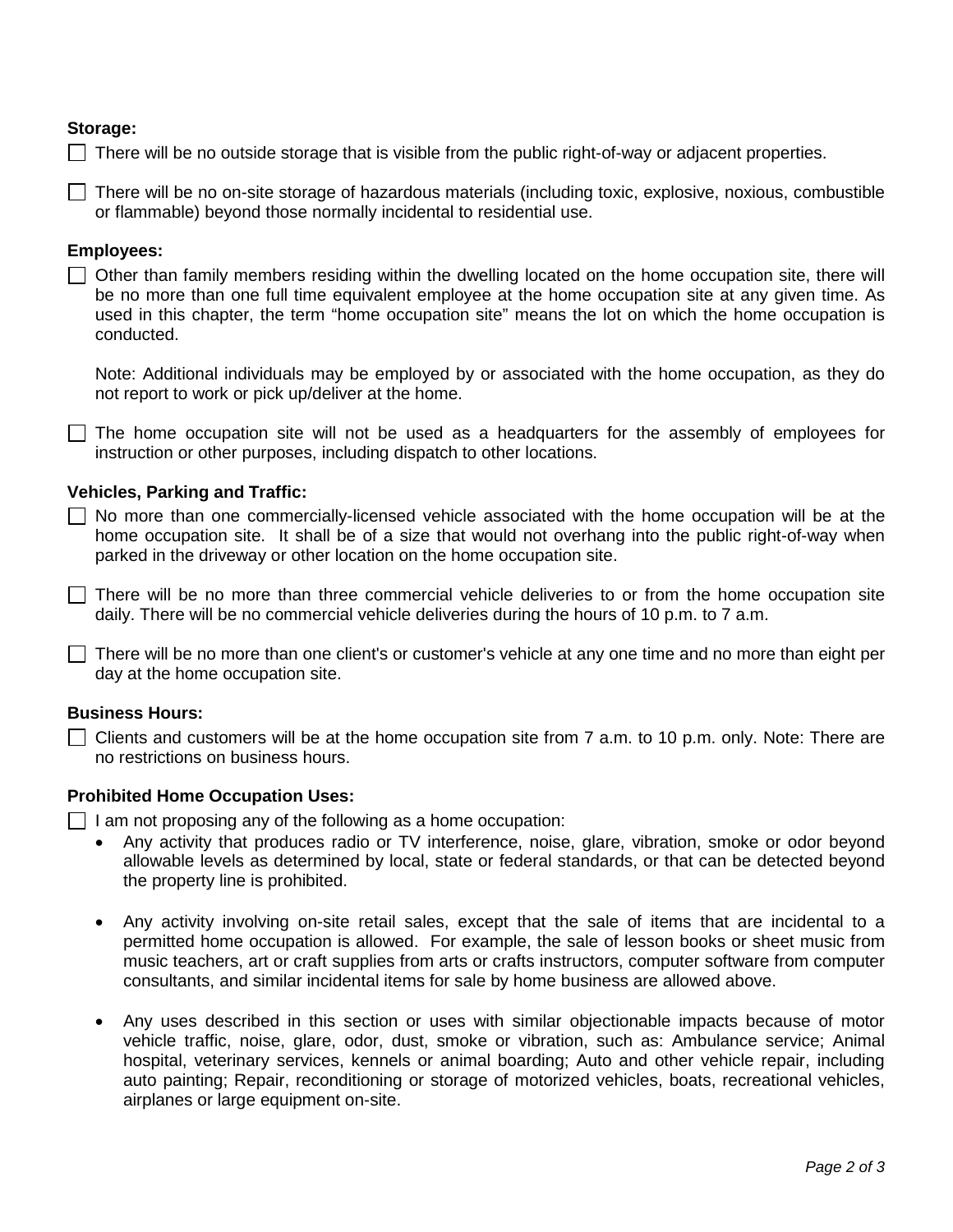**Storage:**

- [ ] There will be no outside storage that is visible from the public right-of-way or adjacent properties.

- [ ] There will be no on-site storage of hazardous materials (including toxic, explosive, noxious, combustible or flammable) beyond those normally incidental to residential use.

**Employees:**

- [ ] Other than family members residing within the dwelling located on the home occupation site, there will be no more than one full time equivalent employee at the home occupation site at any given time. As used in this chapter, the term "home occupation site" means the lot on which the home occupation is conducted.

  Note: Additional individuals may be employed by or associated with the home occupation, as they do not report to work or pick up/deliver at the home.

- [ ] The home occupation site will not be used as a headquarters for the assembly of employees for instruction or other purposes, including dispatch to other locations.

**Vehicles, Parking and Traffic:**

- [ ] No more than one commercially-licensed vehicle associated with the home occupation will be at the home occupation site. It shall be of a size that would not overhang into the public right-of-way when parked in the driveway or other location on the home occupation site.

- [ ] There will be no more than three commercial vehicle deliveries to or from the home occupation site daily. There will be no commercial vehicle deliveries during the hours of 10 p.m. to 7 a.m.

- [ ] There will be no more than one client's or customer's vehicle at any one time and no more than eight per day at the home occupation site.

**Business Hours:**

- [ ] Clients and customers will be at the home occupation site from 7 a.m. to 10 p.m. only. Note: There are no restrictions on business hours.

**Prohibited Home Occupation Uses:**

- [ ] I am not proposing any of the following as a home occupation:
  - Any activity that produces radio or TV interference, noise, glare, vibration, smoke or odor beyond allowable levels as determined by local, state or federal standards, or that can be detected beyond the property line is prohibited.
  - Any activity involving on-site retail sales, except that the sale of items that are incidental to a permitted home occupation is allowed. For example, the sale of lesson books or sheet music from music teachers, art or craft supplies from arts or crafts instructors, computer software from computer consultants, and similar incidental items for sale by home business are allowed above.
  - Any uses described in this section or uses with similar objectionable impacts because of motor vehicle traffic, noise, glare, odor, dust, smoke or vibration, such as: Ambulance service; Animal hospital, veterinary services, kennels or animal boarding; Auto and other vehicle repair, including auto painting; Repair, reconditioning or storage of motorized vehicles, boats, recreational vehicles, airplanes or large equipment on-site.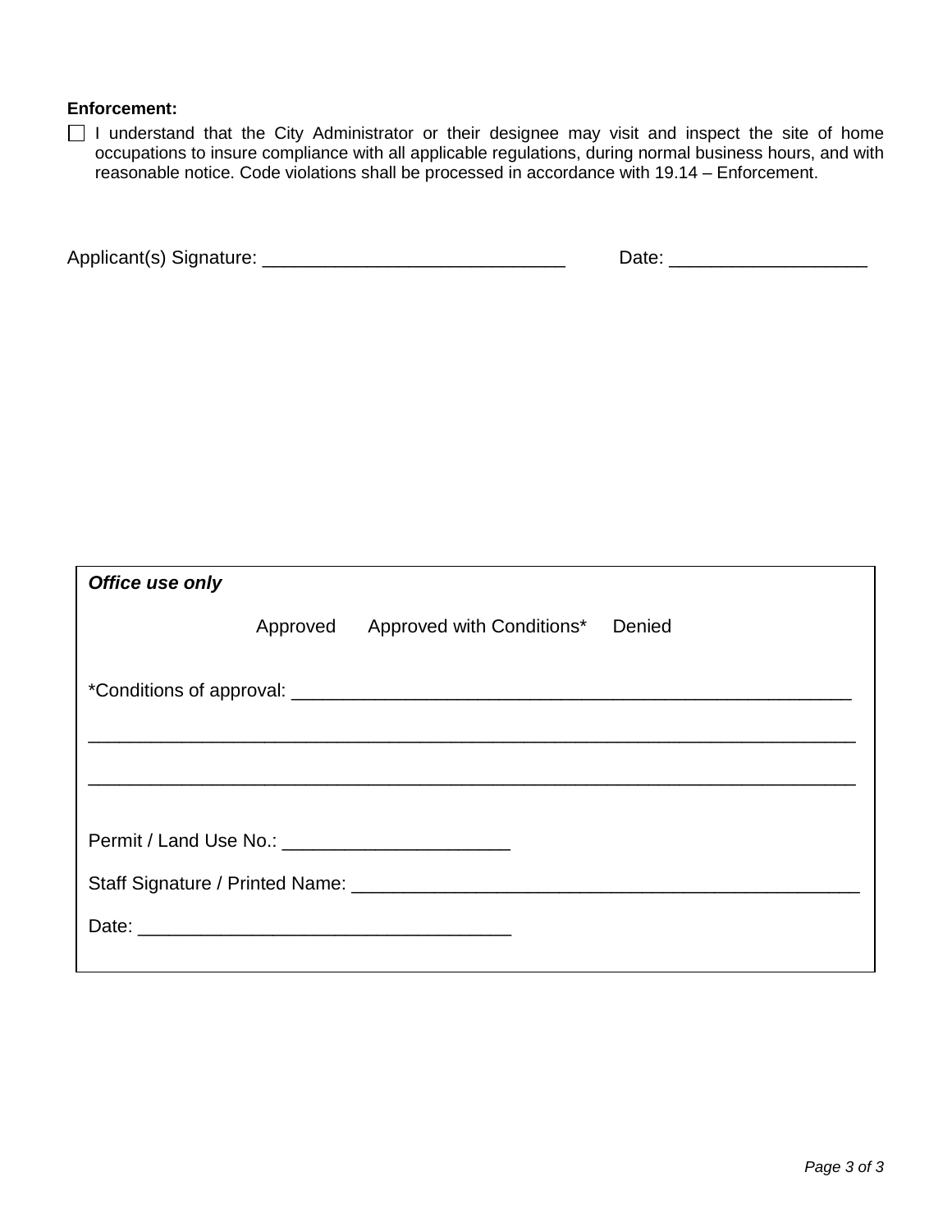**Enforcement:**

☐ I understand that the City Administrator or their designee may visit and inspect the site of home occupations to insure compliance with all applicable regulations, during normal business hours, and with reasonable notice. Code violations shall be processed in accordance with 19.14 – Enforcement.

Applicant(s) Signature: ______________________________ Date: ___________________

***Office use only***

Approved    Approved with Conditions*    Denied

*Conditions of approval: _______________________________________________________

___________________________________________________________________________

___________________________________________________________________________

Permit / Land Use No.: ______________________

Staff Signature / Printed Name: __________________________________________________

Date: ____________________________________